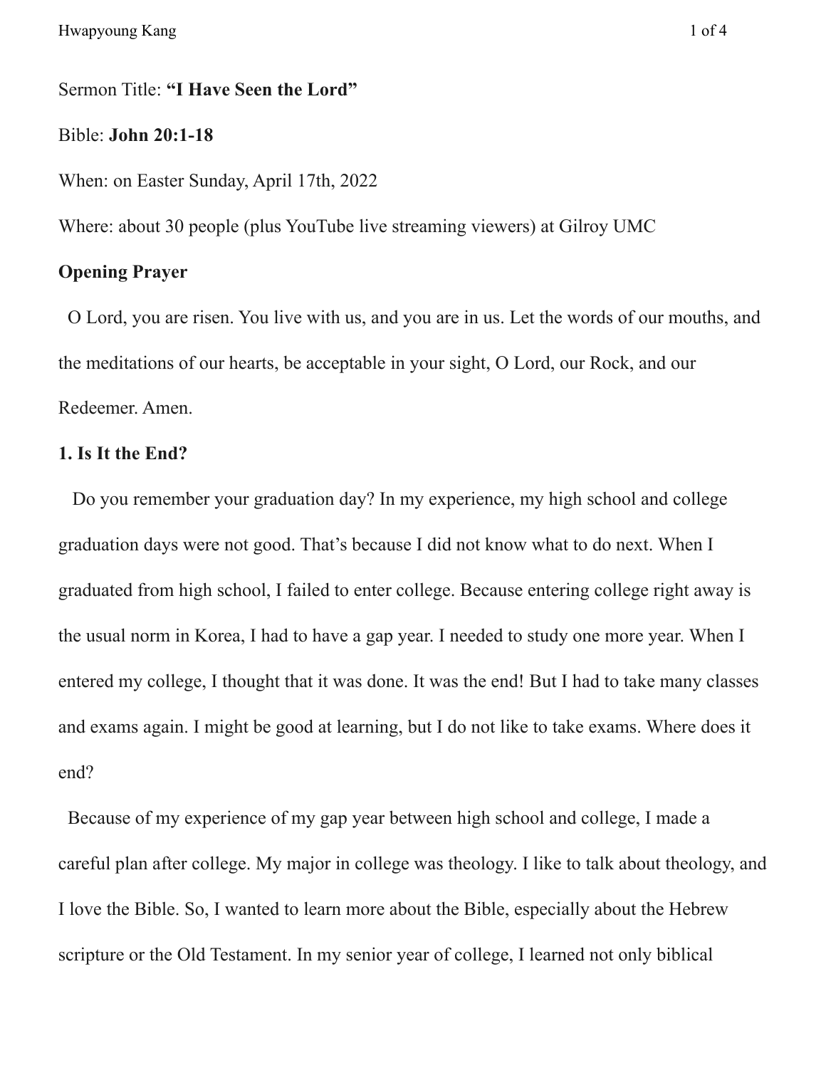Sermon Title: **"I Have Seen the Lord"**

Bible: **John 20:1-18**

When: on Easter Sunday, April 17th, 2022

Where: about 30 people (plus YouTube live streaming viewers) at Gilroy UMC

**Opening Prayer**

O Lord, you are risen. You live with us, and you are in us. Let the words of our mouths, and the meditations of our hearts, be acceptable in your sight, O Lord, our Rock, and our Redeemer. Amen.

**1. Is It the End?**

Do you remember your graduation day? In my experience, my high school and college graduation days were not good. That's because I did not know what to do next. When I graduated from high school, I failed to enter college. Because entering college right away is the usual norm in Korea, I had to have a gap year. I needed to study one more year. When I entered my college, I thought that it was done. It was the end! But I had to take many classes and exams again. I might be good at learning, but I do not like to take exams. Where does it end?

Because of my experience of my gap year between high school and college, I made a careful plan after college. My major in college was theology. I like to talk about theology, and I love the Bible. So, I wanted to learn more about the Bible, especially about the Hebrew scripture or the Old Testament. In my senior year of college, I learned not only biblical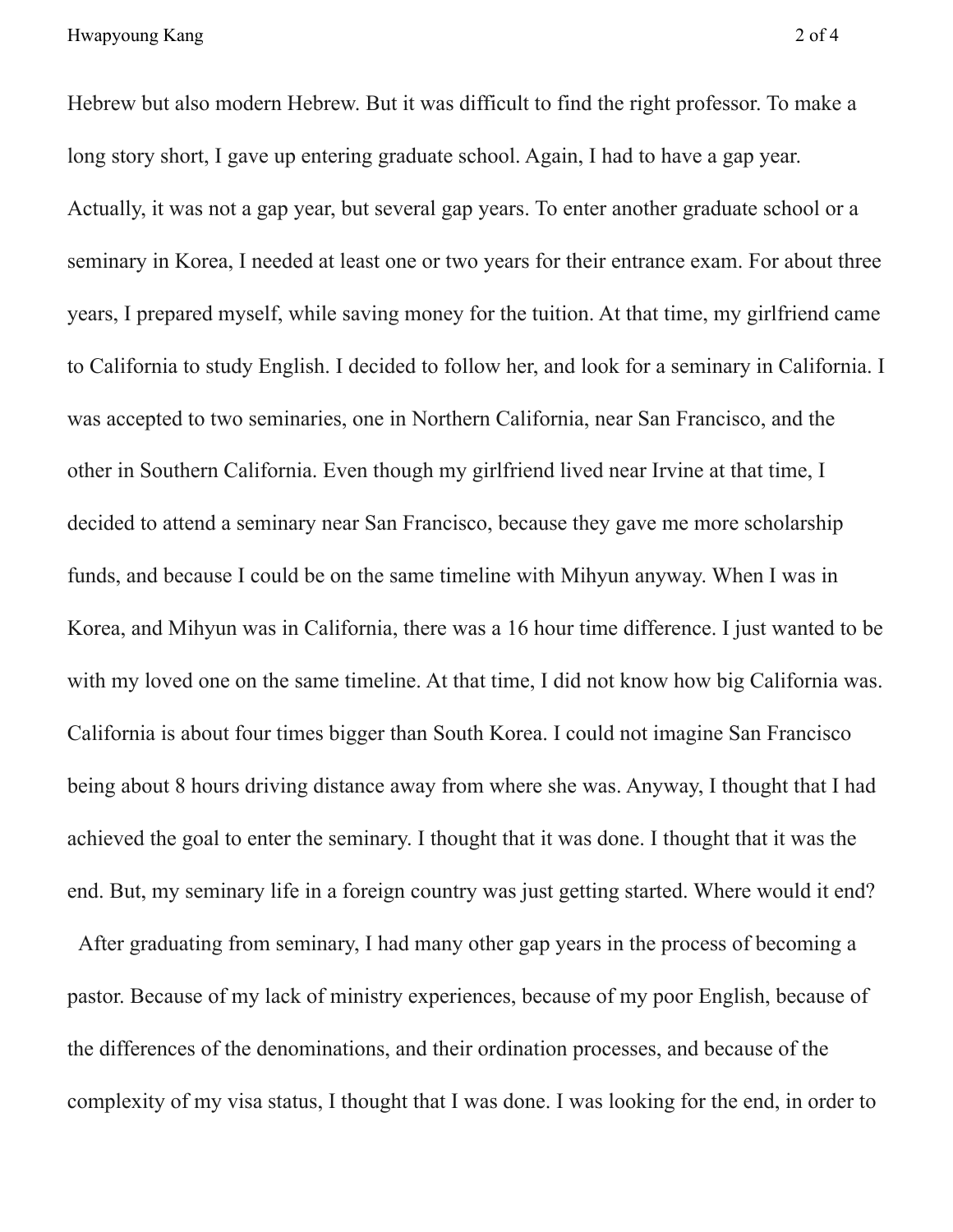Hebrew but also modern Hebrew. But it was difficult to find the right professor. To make a long story short, I gave up entering graduate school. Again, I had to have a gap year. Actually, it was not a gap year, but several gap years. To enter another graduate school or a seminary in Korea, I needed at least one or two years for their entrance exam. For about three years, I prepared myself, while saving money for the tuition. At that time, my girlfriend came to California to study English. I decided to follow her, and look for a seminary in California. I was accepted to two seminaries, one in Northern California, near San Francisco, and the other in Southern California. Even though my girlfriend lived near Irvine at that time, I decided to attend a seminary near San Francisco, because they gave me more scholarship funds, and because I could be on the same timeline with Mihyun anyway. When I was in Korea, and Mihyun was in California, there was a 16 hour time difference. I just wanted to be with my loved one on the same timeline. At that time, I did not know how big California was. California is about four times bigger than South Korea. I could not imagine San Francisco being about 8 hours driving distance away from where she was. Anyway, I thought that I had achieved the goal to enter the seminary. I thought that it was done. I thought that it was the end. But, my seminary life in a foreign country was just getting started. Where would it end?

After graduating from seminary, I had many other gap years in the process of becoming a pastor. Because of my lack of ministry experiences, because of my poor English, because of the differences of the denominations, and their ordination processes, and because of the complexity of my visa status, I thought that I was done. I was looking for the end, in order to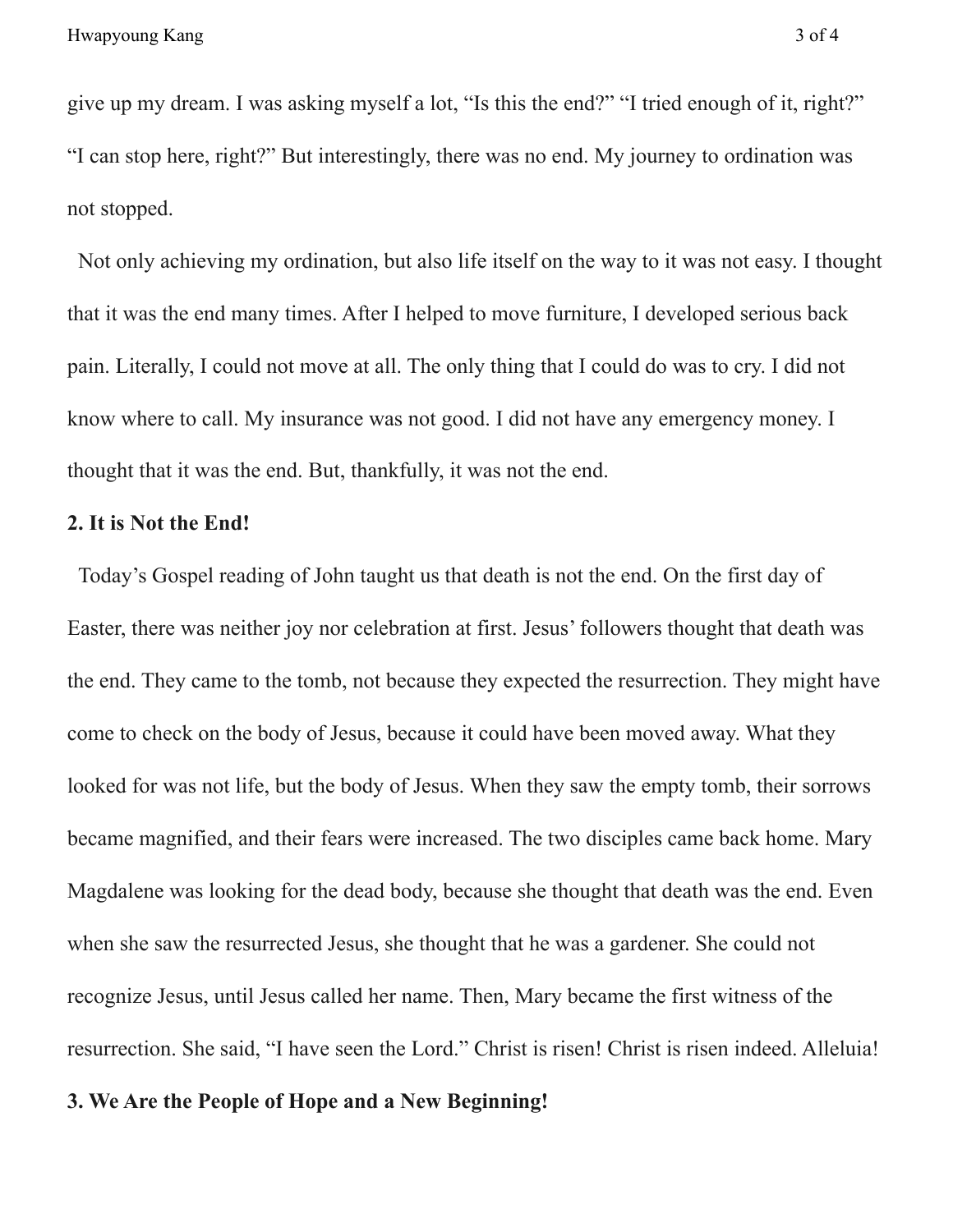give up my dream. I was asking myself a lot, "Is this the end?" "I tried enough of it, right?" "I can stop here, right?" But interestingly, there was no end. My journey to ordination was not stopped.

Not only achieving my ordination, but also life itself on the way to it was not easy. I thought that it was the end many times. After I helped to move furniture, I developed serious back pain. Literally, I could not move at all. The only thing that I could do was to cry. I did not know where to call. My insurance was not good. I did not have any emergency money. I thought that it was the end. But, thankfully, it was not the end.

**2. It is Not the End!**

Today's Gospel reading of John taught us that death is not the end. On the first day of Easter, there was neither joy nor celebration at first. Jesus' followers thought that death was the end. They came to the tomb, not because they expected the resurrection. They might have come to check on the body of Jesus, because it could have been moved away. What they looked for was not life, but the body of Jesus. When they saw the empty tomb, their sorrows became magnified, and their fears were increased. The two disciples came back home. Mary Magdalene was looking for the dead body, because she thought that death was the end. Even when she saw the resurrected Jesus, she thought that he was a gardener. She could not recognize Jesus, until Jesus called her name. Then, Mary became the first witness of the resurrection. She said, "I have seen the Lord." Christ is risen! Christ is risen indeed. Alleluia!

**3. We Are the People of Hope and a New Beginning!**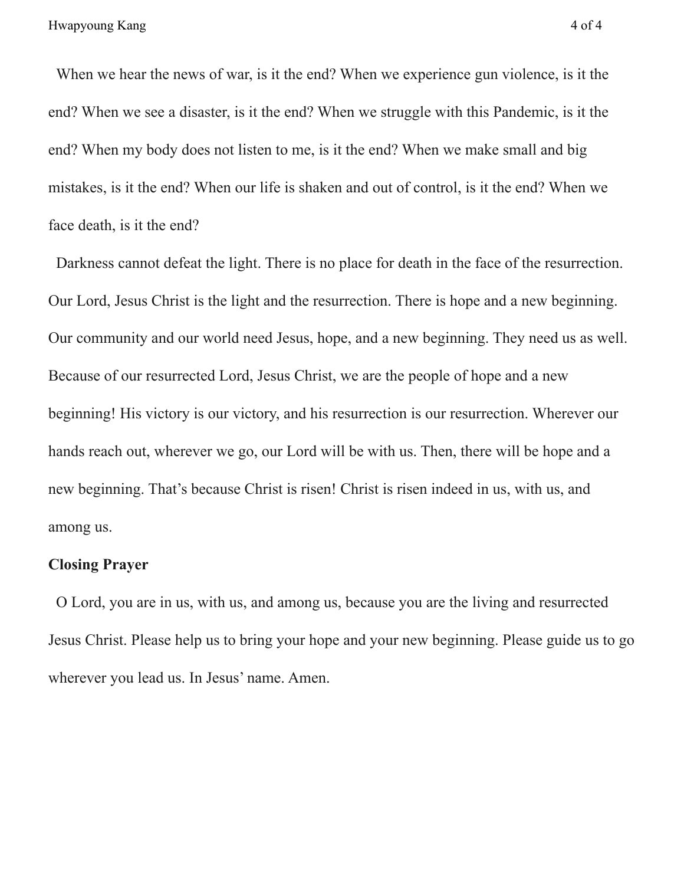When we hear the news of war, is it the end? When we experience gun violence, is it the end? When we see a disaster, is it the end? When we struggle with this Pandemic, is it the end? When my body does not listen to me, is it the end? When we make small and big mistakes, is it the end? When our life is shaken and out of control, is it the end? When we face death, is it the end?

Darkness cannot defeat the light. There is no place for death in the face of the resurrection. Our Lord, Jesus Christ is the light and the resurrection. There is hope and a new beginning. Our community and our world need Jesus, hope, and a new beginning. They need us as well. Because of our resurrected Lord, Jesus Christ, we are the people of hope and a new beginning! His victory is our victory, and his resurrection is our resurrection. Wherever our hands reach out, wherever we go, our Lord will be with us. Then, there will be hope and a new beginning. That's because Christ is risen! Christ is risen indeed in us, with us, and among us.

**Closing Prayer**

O Lord, you are in us, with us, and among us, because you are the living and resurrected Jesus Christ. Please help us to bring your hope and your new beginning. Please guide us to go wherever you lead us. In Jesus' name. Amen.